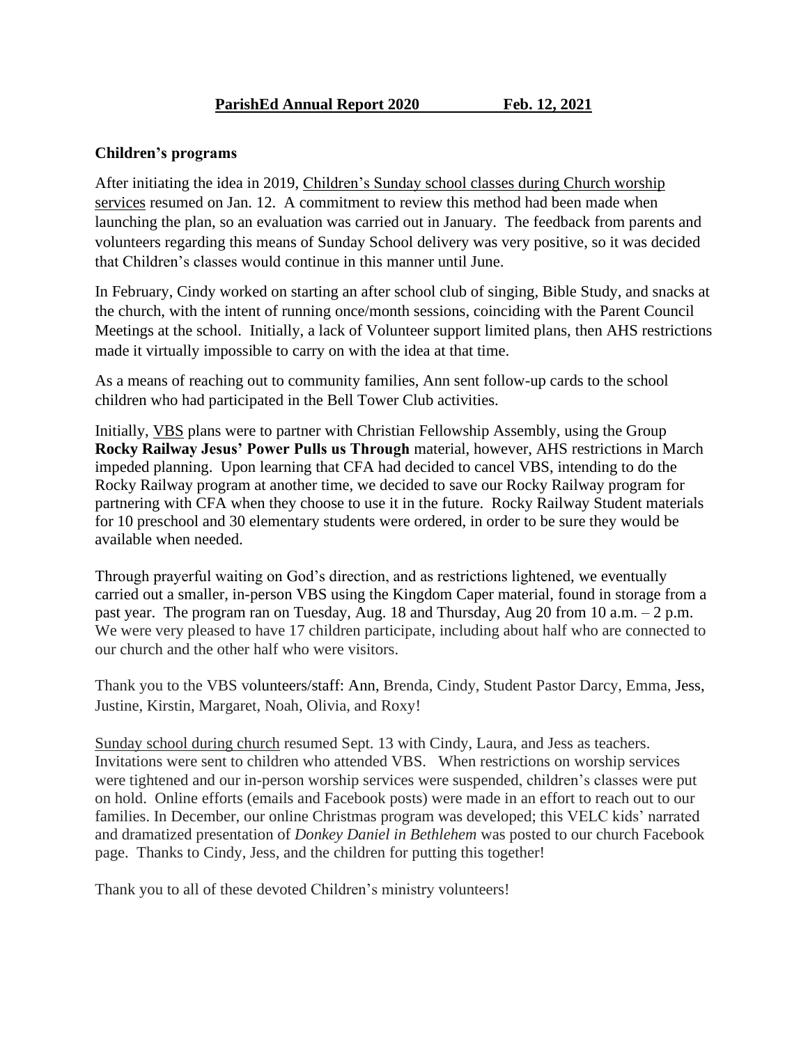**ParishEd Annual Report 2020 Feb. 12, 2021**

**Children's programs**

After initiating the idea in 2019, Children's Sunday school classes during Church worship services resumed on Jan. 12. A commitment to review this method had been made when launching the plan, so an evaluation was carried out in January. The feedback from parents and volunteers regarding this means of Sunday School delivery was very positive, so it was decided that Children's classes would continue in this manner until June.

In February, Cindy worked on starting an after school club of singing, Bible Study, and snacks at the church, with the intent of running once/month sessions, coinciding with the Parent Council Meetings at the school. Initially, a lack of Volunteer support limited plans, then AHS restrictions made it virtually impossible to carry on with the idea at that time.

As a means of reaching out to community families, Ann sent follow-up cards to the school children who had participated in the Bell Tower Club activities.

Initially, VBS plans were to partner with Christian Fellowship Assembly, using the Group **Rocky Railway Jesus' Power Pulls us Through** material, however, AHS restrictions in March impeded planning. Upon learning that CFA had decided to cancel VBS, intending to do the Rocky Railway program at another time, we decided to save our Rocky Railway program for partnering with CFA when they choose to use it in the future. Rocky Railway Student materials for 10 preschool and 30 elementary students were ordered, in order to be sure they would be available when needed.

Through prayerful waiting on God's direction, and as restrictions lightened, we eventually carried out a smaller, in-person VBS using the Kingdom Caper material, found in storage from a past year. The program ran on Tuesday, Aug. 18 and Thursday, Aug 20 from 10 a.m. – 2 p.m. We were very pleased to have 17 children participate, including about half who are connected to our church and the other half who were visitors.

Thank you to the VBS volunteers/staff: Ann, Brenda, Cindy, Student Pastor Darcy, Emma, Jess, Justine, Kirstin, Margaret, Noah, Olivia, and Roxy!

Sunday school during church resumed Sept. 13 with Cindy, Laura, and Jess as teachers. Invitations were sent to children who attended VBS. When restrictions on worship services were tightened and our in-person worship services were suspended, children's classes were put on hold. Online efforts (emails and Facebook posts) were made in an effort to reach out to our families. In December, our online Christmas program was developed; this VELC kids' narrated and dramatized presentation of *Donkey Daniel in Bethlehem* was posted to our church Facebook page. Thanks to Cindy, Jess, and the children for putting this together!

Thank you to all of these devoted Children's ministry volunteers!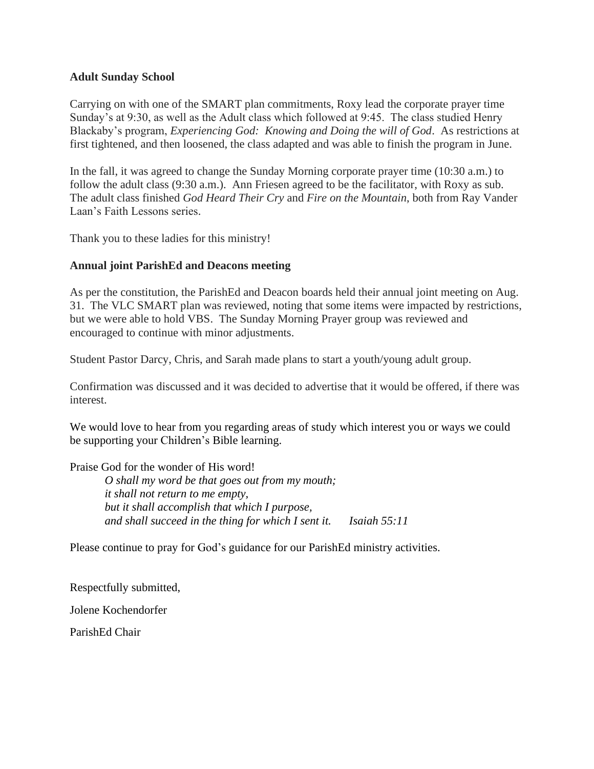**Adult Sunday School**

Carrying on with one of the SMART plan commitments, Roxy lead the corporate prayer time Sunday's at 9:30, as well as the Adult class which followed at 9:45. The class studied Henry Blackaby's program, *Experiencing God: Knowing and Doing the will of God*. As restrictions at first tightened, and then loosened, the class adapted and was able to finish the program in June.

In the fall, it was agreed to change the Sunday Morning corporate prayer time (10:30 a.m.) to follow the adult class (9:30 a.m.). Ann Friesen agreed to be the facilitator, with Roxy as sub. The adult class finished *God Heard Their Cry* and *Fire on the Mountain*, both from Ray Vander Laan's Faith Lessons series.

Thank you to these ladies for this ministry!

**Annual joint ParishEd and Deacons meeting**

As per the constitution, the ParishEd and Deacon boards held their annual joint meeting on Aug. 31. The VLC SMART plan was reviewed, noting that some items were impacted by restrictions, but we were able to hold VBS. The Sunday Morning Prayer group was reviewed and encouraged to continue with minor adjustments.

Student Pastor Darcy, Chris, and Sarah made plans to start a youth/young adult group.

Confirmation was discussed and it was decided to advertise that it would be offered, if there was interest.

We would love to hear from you regarding areas of study which interest you or ways we could be supporting your Children's Bible learning.

Praise God for the wonder of His word!

> *O shall my word be that goes out from my mouth;*
> *it shall not return to me empty,*
> *but it shall accomplish that which I purpose,*
> *and shall succeed in the thing for which I sent it.* *Isaiah 55:11*

Please continue to pray for God's guidance for our ParishEd ministry activities.

Respectfully submitted,

Jolene Kochendorfer

ParishEd Chair